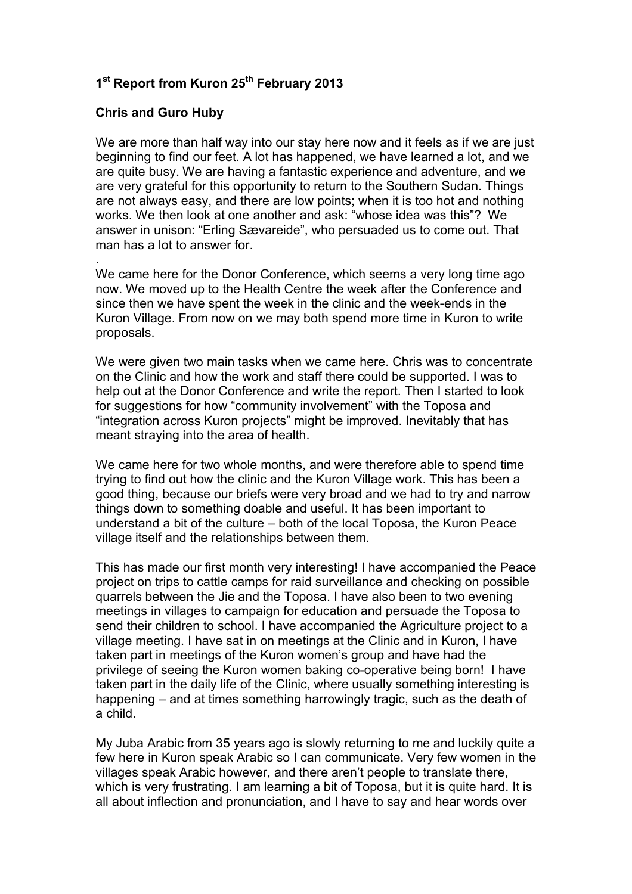# 1st Report from Kuron 25th February 2013

**Chris and Guro Huby**

We are more than half way into our stay here now and it feels as if we are just beginning to find our feet. A lot has happened, we have learned a lot, and we are quite busy. We are having a fantastic experience and adventure, and we are very grateful for this opportunity to return to the Southern Sudan. Things are not always easy, and there are low points; when it is too hot and nothing works. We then look at one another and ask: "whose idea was this"? We answer in unison: "Erling Sævareide", who persuaded us to come out. That man has a lot to answer for.

.

We came here for the Donor Conference, which seems a very long time ago now. We moved up to the Health Centre the week after the Conference and since then we have spent the week in the clinic and the week-ends in the Kuron Village. From now on we may both spend more time in Kuron to write proposals.

We were given two main tasks when we came here. Chris was to concentrate on the Clinic and how the work and staff there could be supported. I was to help out at the Donor Conference and write the report. Then I started to look for suggestions for how "community involvement" with the Toposa and "integration across Kuron projects" might be improved. Inevitably that has meant straying into the area of health.

We came here for two whole months, and were therefore able to spend time trying to find out how the clinic and the Kuron Village work. This has been a good thing, because our briefs were very broad and we had to try and narrow things down to something doable and useful. It has been important to understand a bit of the culture – both of the local Toposa, the Kuron Peace village itself and the relationships between them.

This has made our first month very interesting! I have accompanied the Peace project on trips to cattle camps for raid surveillance and checking on possible quarrels between the Jie and the Toposa. I have also been to two evening meetings in villages to campaign for education and persuade the Toposa to send their children to school. I have accompanied the Agriculture project to a village meeting. I have sat in on meetings at the Clinic and in Kuron, I have taken part in meetings of the Kuron women's group and have had the privilege of seeing the Kuron women baking co-operative being born! I have taken part in the daily life of the Clinic, where usually something interesting is happening – and at times something harrowingly tragic, such as the death of a child.

My Juba Arabic from 35 years ago is slowly returning to me and luckily quite a few here in Kuron speak Arabic so I can communicate. Very few women in the villages speak Arabic however, and there aren't people to translate there, which is very frustrating. I am learning a bit of Toposa, but it is quite hard. It is all about inflection and pronunciation, and I have to say and hear words over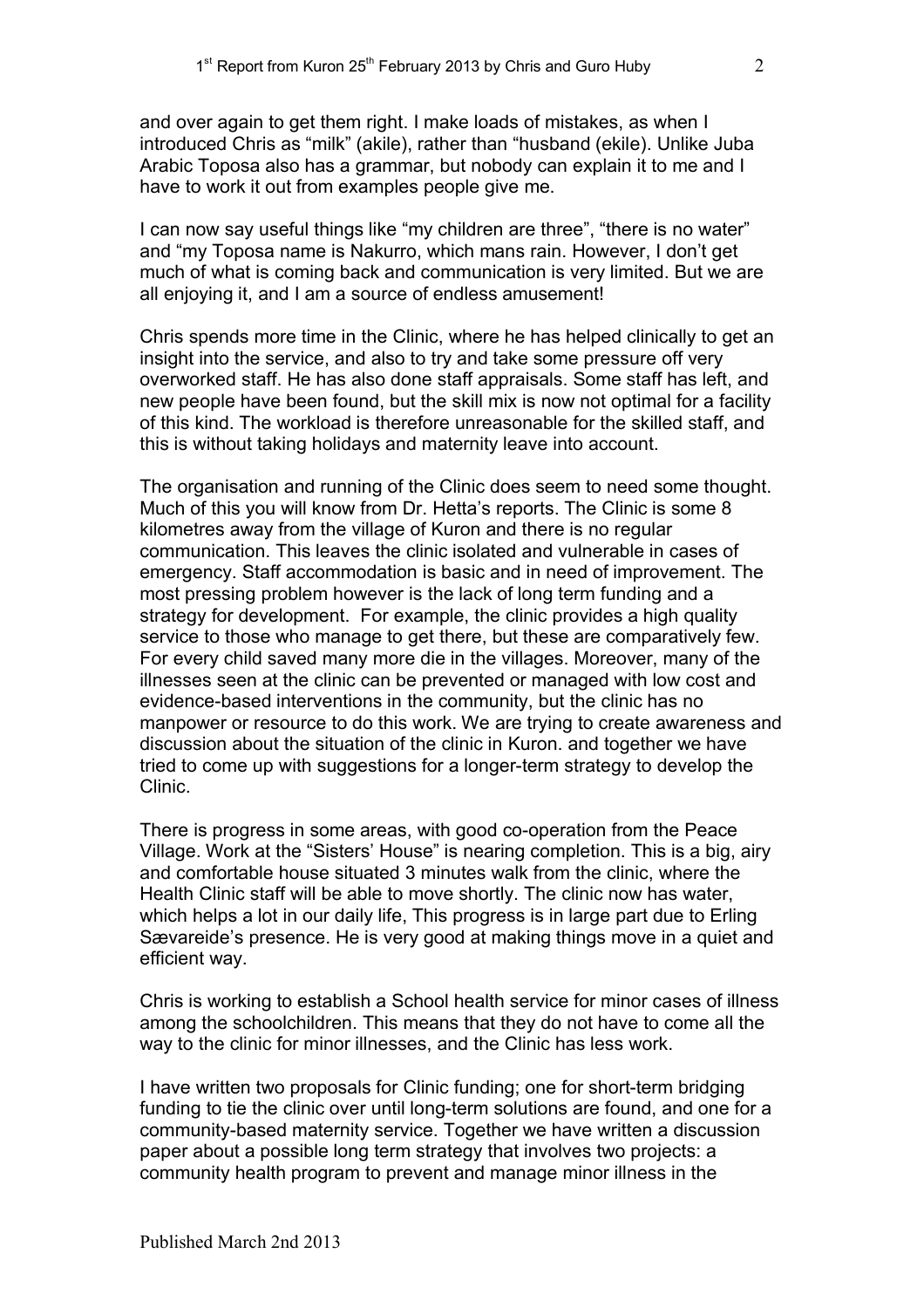and over again to get them right. I make loads of mistakes, as when I introduced Chris as "milk" (akile), rather than "husband (ekile). Unlike Juba Arabic Toposa also has a grammar, but nobody can explain it to me and I have to work it out from examples people give me.

I can now say useful things like "my children are three", "there is no water" and "my Toposa name is Nakurro, which mans rain. However, I don't get much of what is coming back and communication is very limited. But we are all enjoying it, and I am a source of endless amusement!

Chris spends more time in the Clinic, where he has helped clinically to get an insight into the service, and also to try and take some pressure off very overworked staff. He has also done staff appraisals. Some staff has left, and new people have been found, but the skill mix is now not optimal for a facility of this kind. The workload is therefore unreasonable for the skilled staff, and this is without taking holidays and maternity leave into account.

The organisation and running of the Clinic does seem to need some thought. Much of this you will know from Dr. Hetta's reports. The Clinic is some 8 kilometres away from the village of Kuron and there is no regular communication. This leaves the clinic isolated and vulnerable in cases of emergency. Staff accommodation is basic and in need of improvement. The most pressing problem however is the lack of long term funding and a strategy for development. For example, the clinic provides a high quality service to those who manage to get there, but these are comparatively few. For every child saved many more die in the villages. Moreover, many of the illnesses seen at the clinic can be prevented or managed with low cost and evidence-based interventions in the community, but the clinic has no manpower or resource to do this work. We are trying to create awareness and discussion about the situation of the clinic in Kuron. and together we have tried to come up with suggestions for a longer-term strategy to develop the Clinic.

There is progress in some areas, with good co-operation from the Peace Village. Work at the "Sisters' House" is nearing completion. This is a big, airy and comfortable house situated 3 minutes walk from the clinic, where the Health Clinic staff will be able to move shortly. The clinic now has water, which helps a lot in our daily life, This progress is in large part due to Erling Sævareide's presence. He is very good at making things move in a quiet and efficient way.

Chris is working to establish a School health service for minor cases of illness among the schoolchildren. This means that they do not have to come all the way to the clinic for minor illnesses, and the Clinic has less work.

I have written two proposals for Clinic funding; one for short-term bridging funding to tie the clinic over until long-term solutions are found, and one for a community-based maternity service. Together we have written a discussion paper about a possible long term strategy that involves two projects: a community health program to prevent and manage minor illness in the

Published March 2nd 2013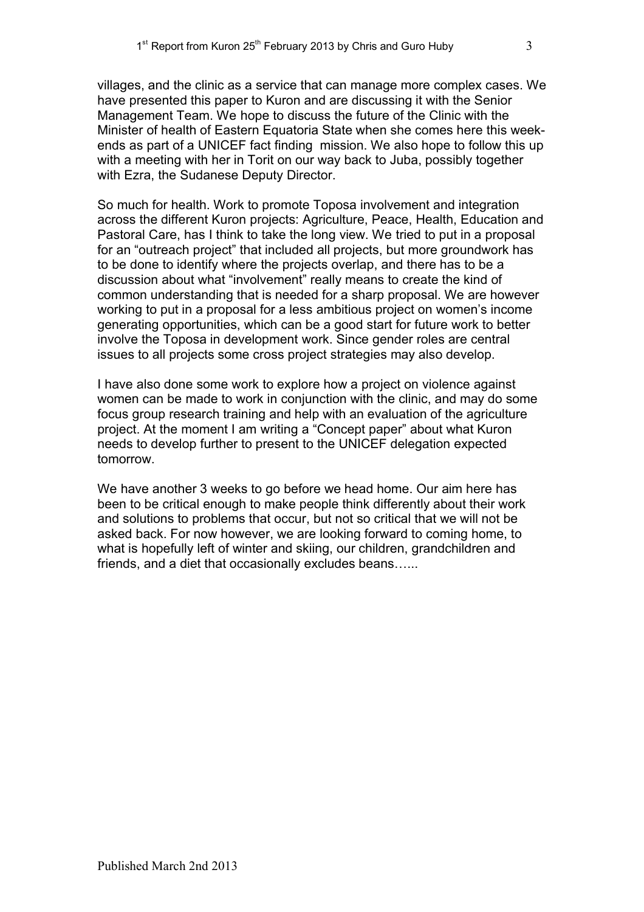villages, and the clinic as a service that can manage more complex cases. We have presented this paper to Kuron and are discussing it with the Senior Management Team. We hope to discuss the future of the Clinic with the Minister of health of Eastern Equatoria State when she comes here this week-ends as part of a UNICEF fact finding mission. We also hope to follow this up with a meeting with her in Torit on our way back to Juba, possibly together with Ezra, the Sudanese Deputy Director.

So much for health. Work to promote Toposa involvement and integration across the different Kuron projects: Agriculture, Peace, Health, Education and Pastoral Care, has I think to take the long view. We tried to put in a proposal for an "outreach project" that included all projects, but more groundwork has to be done to identify where the projects overlap, and there has to be a discussion about what "involvement" really means to create the kind of common understanding that is needed for a sharp proposal. We are however working to put in a proposal for a less ambitious project on women's income generating opportunities, which can be a good start for future work to better involve the Toposa in development work. Since gender roles are central issues to all projects some cross project strategies may also develop.

I have also done some work to explore how a project on violence against women can be made to work in conjunction with the clinic, and may do some focus group research training and help with an evaluation of the agriculture project. At the moment I am writing a "Concept paper" about what Kuron needs to develop further to present to the UNICEF delegation expected tomorrow.

We have another 3 weeks to go before we head home. Our aim here has been to be critical enough to make people think differently about their work and solutions to problems that occur, but not so critical that we will not be asked back. For now however, we are looking forward to coming home, to what is hopefully left of winter and skiing, our children, grandchildren and friends, and a diet that occasionally excludes beans…...

Published March 2nd 2013